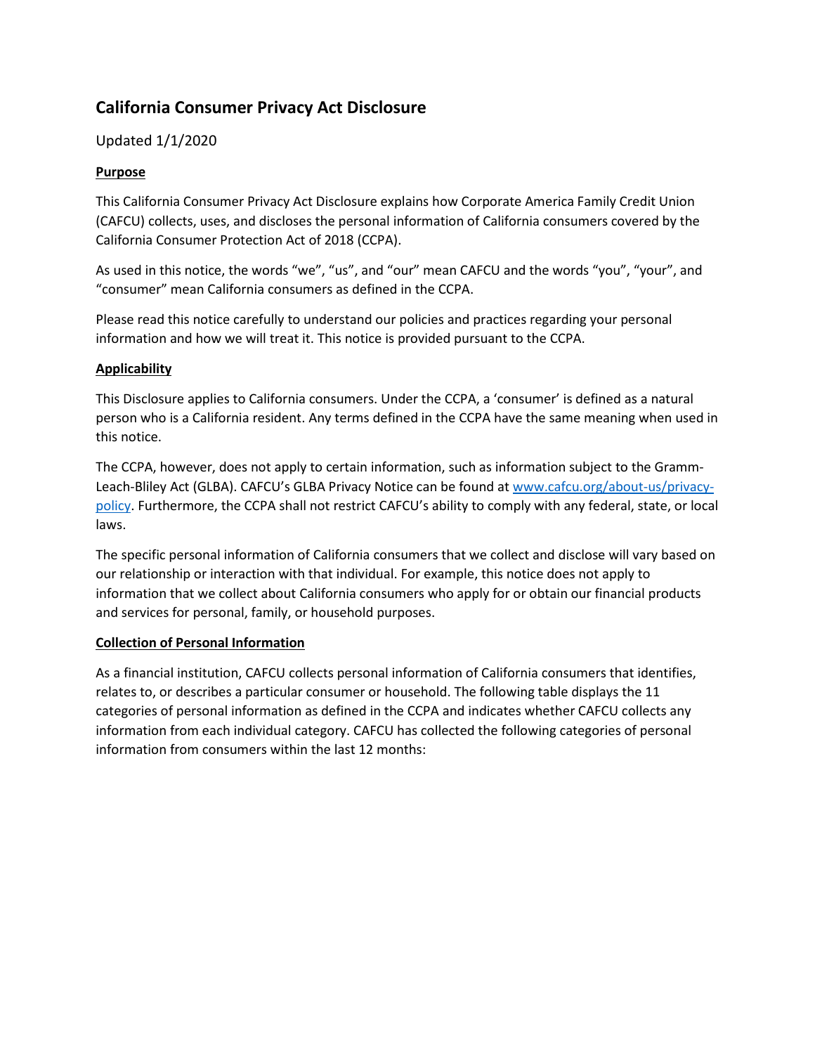# California Consumer Privacy Act Disclosure

Updated 1/1/2020

**Purpose**

This California Consumer Privacy Act Disclosure explains how Corporate America Family Credit Union (CAFCU) collects, uses, and discloses the personal information of California consumers covered by the California Consumer Protection Act of 2018 (CCPA).

As used in this notice, the words "we", "us", and "our" mean CAFCU and the words "you", "your", and "consumer" mean California consumers as defined in the CCPA.

Please read this notice carefully to understand our policies and practices regarding your personal information and how we will treat it. This notice is provided pursuant to the CCPA.

**Applicability**

This Disclosure applies to California consumers. Under the CCPA, a 'consumer' is defined as a natural person who is a California resident. Any terms defined in the CCPA have the same meaning when used in this notice.

The CCPA, however, does not apply to certain information, such as information subject to the Gramm-Leach-Bliley Act (GLBA). CAFCU's GLBA Privacy Notice can be found at [www.cafcu.org/about-us/privacy-policy](www.cafcu.org/about-us/privacy-policy). Furthermore, the CCPA shall not restrict CAFCU's ability to comply with any federal, state, or local laws.

The specific personal information of California consumers that we collect and disclose will vary based on our relationship or interaction with that individual. For example, this notice does not apply to information that we collect about California consumers who apply for or obtain our financial products and services for personal, family, or household purposes.

**Collection of Personal Information**

As a financial institution, CAFCU collects personal information of California consumers that identifies, relates to, or describes a particular consumer or household. The following table displays the 11 categories of personal information as defined in the CCPA and indicates whether CAFCU collects any information from each individual category. CAFCU has collected the following categories of personal information from consumers within the last 12 months: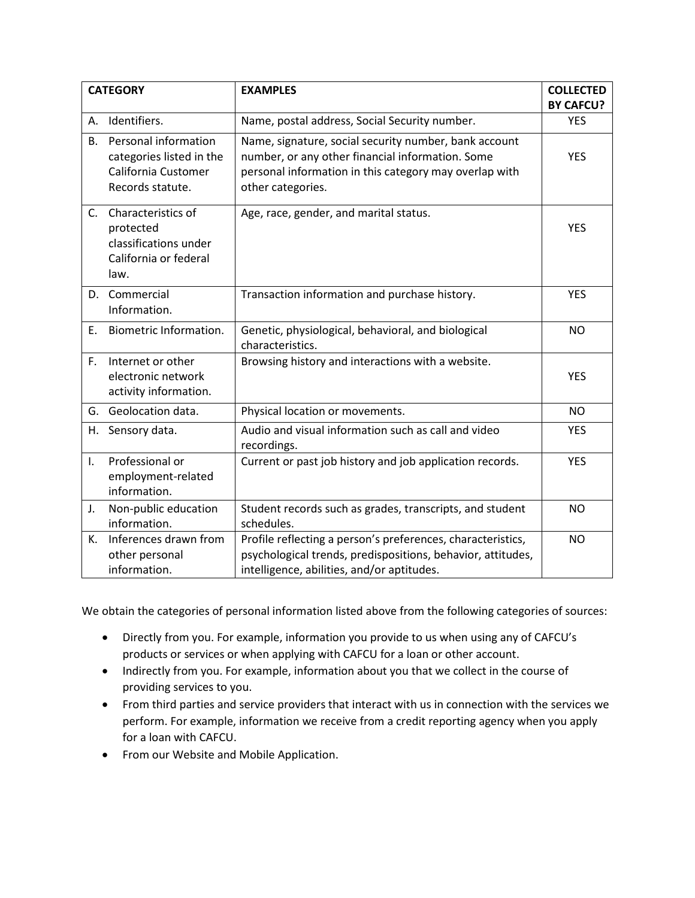| CATEGORY | EXAMPLES | COLLECTED BY CAFCU? |
| --- | --- | --- |
| A. Identifiers. | Name, postal address, Social Security number. | YES |
| B. Personal information categories listed in the California Customer Records statute. | Name, signature, social security number, bank account number, or any other financial information. Some personal information in this category may overlap with other categories. | YES |
| C. Characteristics of protected classifications under California or federal law. | Age, race, gender, and marital status. | YES |
| D. Commercial Information. | Transaction information and purchase history. | YES |
| E. Biometric Information. | Genetic, physiological, behavioral, and biological characteristics. | NO |
| F. Internet or other electronic network activity information. | Browsing history and interactions with a website. | YES |
| G. Geolocation data. | Physical location or movements. | NO |
| H. Sensory data. | Audio and visual information such as call and video recordings. | YES |
| I. Professional or employment-related information. | Current or past job history and job application records. | YES |
| J. Non-public education information. | Student records such as grades, transcripts, and student schedules. | NO |
| K. Inferences drawn from other personal information. | Profile reflecting a person's preferences, characteristics, psychological trends, predispositions, behavior, attitudes, intelligence, abilities, and/or aptitudes. | NO |

We obtain the categories of personal information listed above from the following categories of sources:

- Directly from you. For example, information you provide to us when using any of CAFCU's products or services or when applying with CAFCU for a loan or other account.
- Indirectly from you. For example, information about you that we collect in the course of providing services to you.
- From third parties and service providers that interact with us in connection with the services we perform. For example, information we receive from a credit reporting agency when you apply for a loan with CAFCU.
- From our Website and Mobile Application.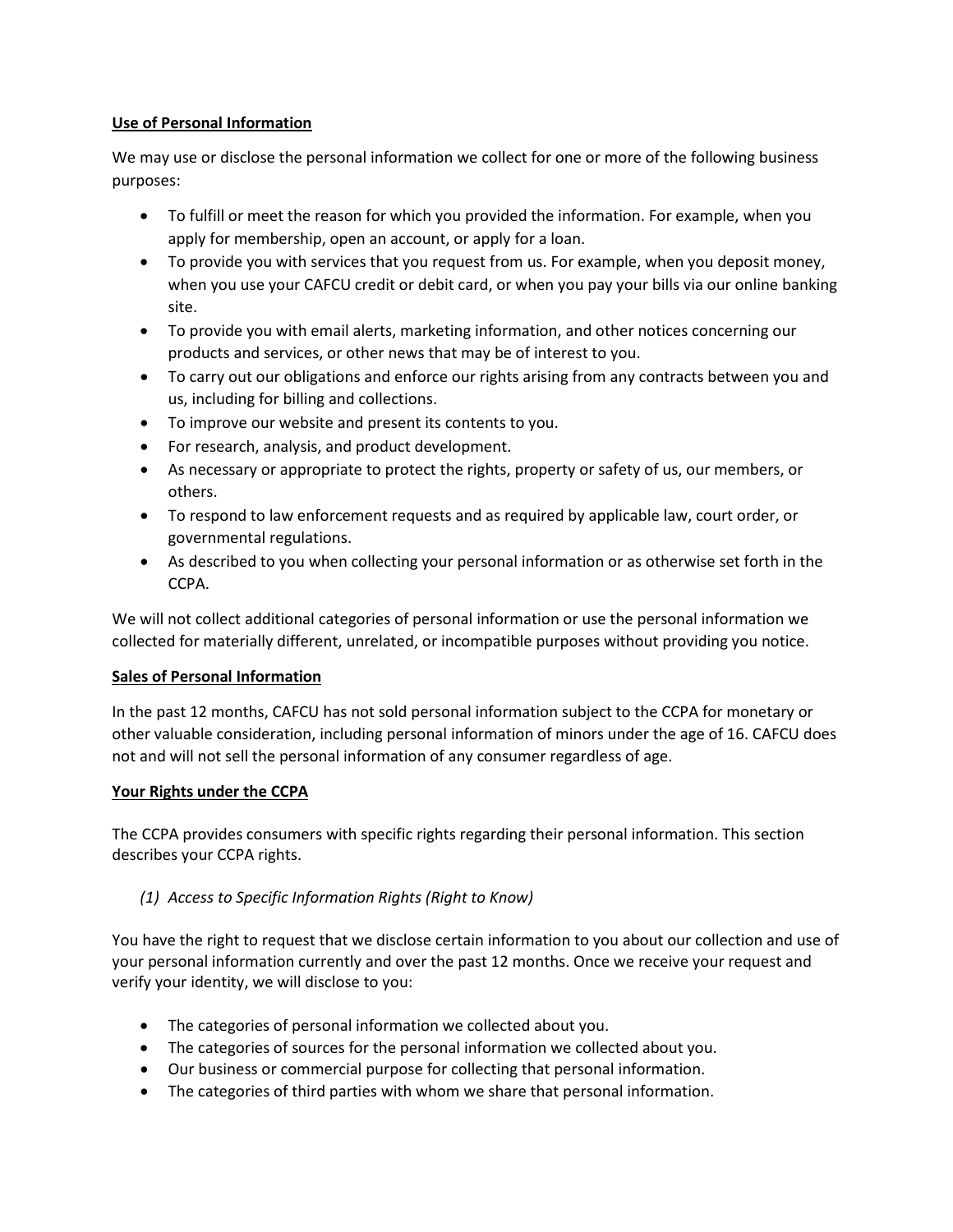## Use of Personal Information

We may use or disclose the personal information we collect for one or more of the following business purposes:

- To fulfill or meet the reason for which you provided the information. For example, when you apply for membership, open an account, or apply for a loan.
- To provide you with services that you request from us. For example, when you deposit money, when you use your CAFCU credit or debit card, or when you pay your bills via our online banking site.
- To provide you with email alerts, marketing information, and other notices concerning our products and services, or other news that may be of interest to you.
- To carry out our obligations and enforce our rights arising from any contracts between you and us, including for billing and collections.
- To improve our website and present its contents to you.
- For research, analysis, and product development.
- As necessary or appropriate to protect the rights, property or safety of us, our members, or others.
- To respond to law enforcement requests and as required by applicable law, court order, or governmental regulations.
- As described to you when collecting your personal information or as otherwise set forth in the CCPA.

We will not collect additional categories of personal information or use the personal information we collected for materially different, unrelated, or incompatible purposes without providing you notice.

## Sales of Personal Information

In the past 12 months, CAFCU has not sold personal information subject to the CCPA for monetary or other valuable consideration, including personal information of minors under the age of 16. CAFCU does not and will not sell the personal information of any consumer regardless of age.

## Your Rights under the CCPA

The CCPA provides consumers with specific rights regarding their personal information. This section describes your CCPA rights.

*(1) Access to Specific Information Rights (Right to Know)*

You have the right to request that we disclose certain information to you about our collection and use of your personal information currently and over the past 12 months. Once we receive your request and verify your identity, we will disclose to you:

- The categories of personal information we collected about you.
- The categories of sources for the personal information we collected about you.
- Our business or commercial purpose for collecting that personal information.
- The categories of third parties with whom we share that personal information.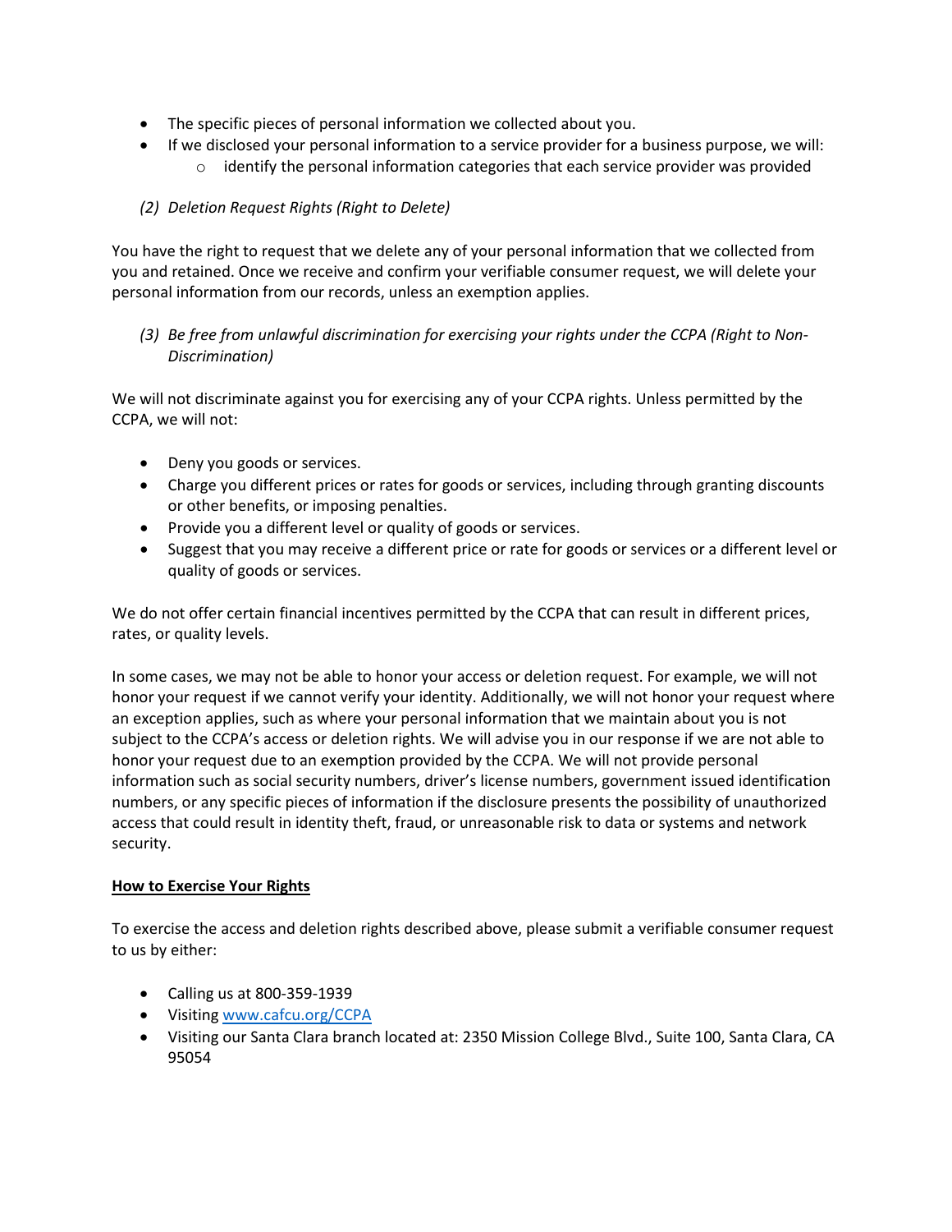- The specific pieces of personal information we collected about you.
- If we disclosed your personal information to a service provider for a business purpose, we will:
    - identify the personal information categories that each service provider was provided

*(2) Deletion Request Rights (Right to Delete)*

You have the right to request that we delete any of your personal information that we collected from you and retained. Once we receive and confirm your verifiable consumer request, we will delete your personal information from our records, unless an exemption applies.

*(3) Be free from unlawful discrimination for exercising your rights under the CCPA (Right to Non-Discrimination)*

We will not discriminate against you for exercising any of your CCPA rights. Unless permitted by the CCPA, we will not:

- Deny you goods or services.
- Charge you different prices or rates for goods or services, including through granting discounts or other benefits, or imposing penalties.
- Provide you a different level or quality of goods or services.
- Suggest that you may receive a different price or rate for goods or services or a different level or quality of goods or services.

We do not offer certain financial incentives permitted by the CCPA that can result in different prices, rates, or quality levels.

In some cases, we may not be able to honor your access or deletion request. For example, we will not honor your request if we cannot verify your identity. Additionally, we will not honor your request where an exception applies, such as where your personal information that we maintain about you is not subject to the CCPA's access or deletion rights. We will advise you in our response if we are not able to honor your request due to an exemption provided by the CCPA. We will not provide personal information such as social security numbers, driver's license numbers, government issued identification numbers, or any specific pieces of information if the disclosure presents the possibility of unauthorized access that could result in identity theft, fraud, or unreasonable risk to data or systems and network security.

**How to Exercise Your Rights**

To exercise the access and deletion rights described above, please submit a verifiable consumer request to us by either:

- Calling us at 800-359-1939
- Visiting [www.cafcu.org/CCPA](http://www.cafcu.org/CCPA)
- Visiting our Santa Clara branch located at: 2350 Mission College Blvd., Suite 100, Santa Clara, CA 95054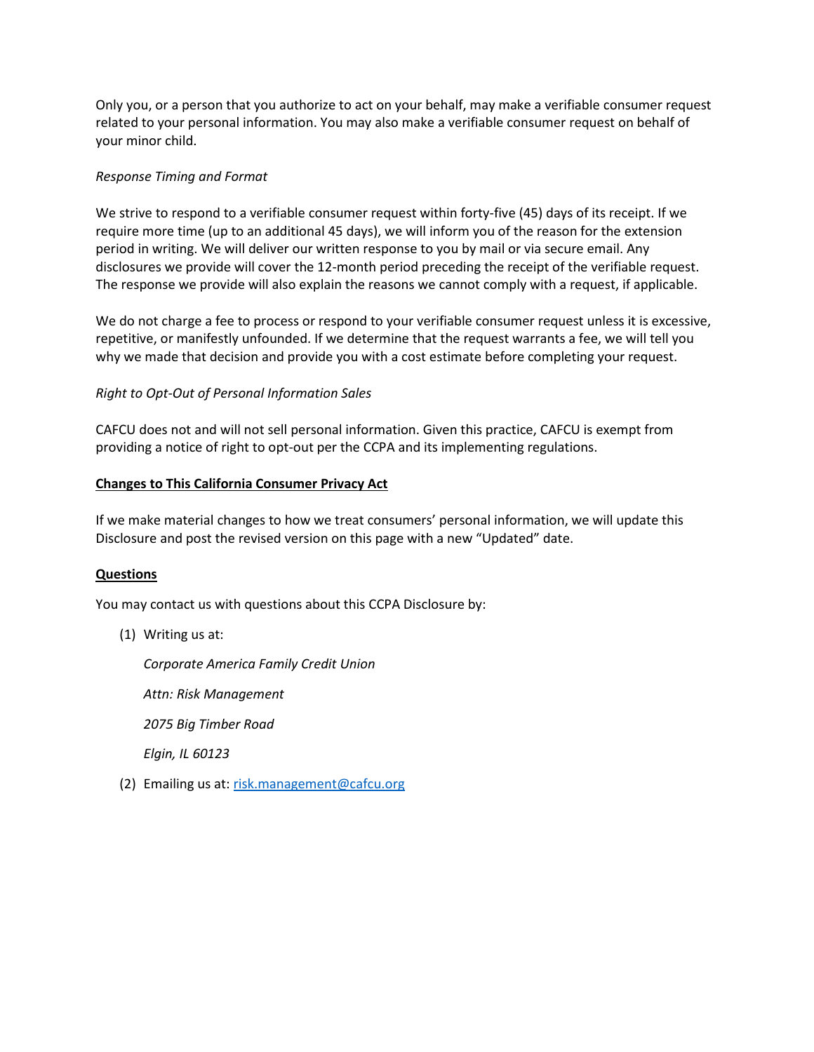Only you, or a person that you authorize to act on your behalf, may make a verifiable consumer request related to your personal information. You may also make a verifiable consumer request on behalf of your minor child.

*Response Timing and Format*

We strive to respond to a verifiable consumer request within forty-five (45) days of its receipt. If we require more time (up to an additional 45 days), we will inform you of the reason for the extension period in writing. We will deliver our written response to you by mail or via secure email. Any disclosures we provide will cover the 12-month period preceding the receipt of the verifiable request. The response we provide will also explain the reasons we cannot comply with a request, if applicable.

We do not charge a fee to process or respond to your verifiable consumer request unless it is excessive, repetitive, or manifestly unfounded. If we determine that the request warrants a fee, we will tell you why we made that decision and provide you with a cost estimate before completing your request.

*Right to Opt-Out of Personal Information Sales*

CAFCU does not and will not sell personal information. Given this practice, CAFCU is exempt from providing a notice of right to opt-out per the CCPA and its implementing regulations.

**Changes to This California Consumer Privacy Act**

If we make material changes to how we treat consumers' personal information, we will update this Disclosure and post the revised version on this page with a new "Updated" date.

**Questions**

You may contact us with questions about this CCPA Disclosure by:

(1) Writing us at:

*Corporate America Family Credit Union*

*Attn: Risk Management*

*2075 Big Timber Road*

*Elgin, IL 60123*

(2) Emailing us at: risk.management@cafcu.org